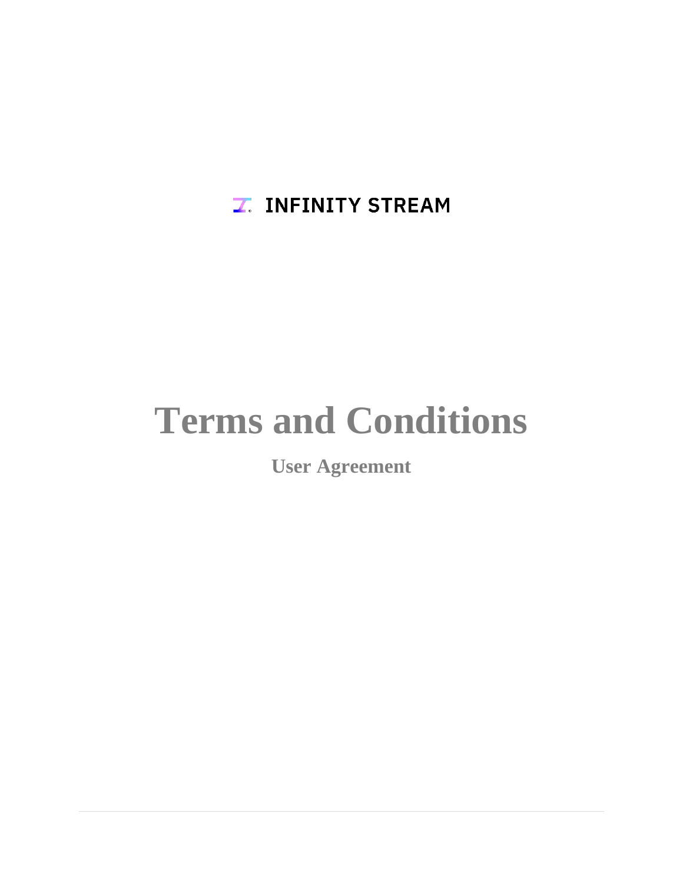INFINITY STREAM

# Terms and Conditions

## User Agreement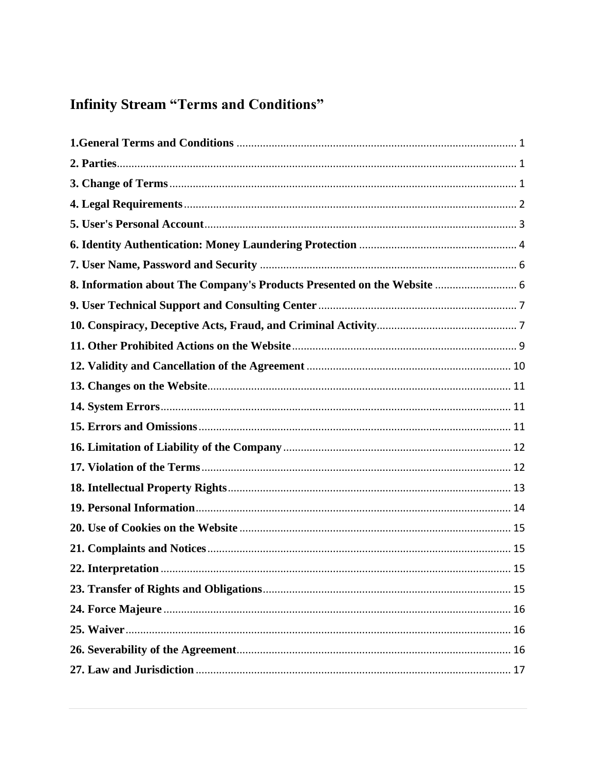# Infinity Stream "Terms and Conditions"

**1.General Terms and Conditions** ............................................................................................... 1

**2. Parties**........................................................................................................................ 1

**3. Change of Terms**...................................................................................................... 1

**4. Legal Requirements**................................................................................................. 2

**5. User's Personal Account**.......................................................................................... 3

**6. Identity Authentication: Money Laundering Protection** ...................................................... 4

**7. User Name, Password and Security** ....................................................................... 6

**8. Information about The Company's Products Presented on the Website** ............................ 6

**9. User Technical Support and Consulting Center**.................................................................. 7

**10. Conspiracy, Deceptive Acts, Fraud, and Criminal Activity**................................................ 7

**11. Other Prohibited Actions on the Website**............................................................................ 9

**12. Validity and Cancellation of the Agreement** ..................................................................... 10

**13. Changes on the Website**....................................................................................... 11

**14. System Errors**........................................................................................................ 11

**15. Errors and Omissions**.......................................................................................... 11

**16. Limitation of Liability of the Company**............................................................................. 12

**17. Violation of the Terms**......................................................................................... 12

**18. Intellectual Property Rights**................................................................................ 13

**19. Personal Information**............................................................................................ 14

**20. Use of Cookies on the Website** ............................................................................ 15

**21. Complaints and Notices**....................................................................................... 15

**22. Interpretation**....................................................................................................... 15

**23. Transfer of Rights and Obligations**.................................................................... 15

**24. Force Majeure**...................................................................................................... 16

**25. Waiver**................................................................................................................... 16

**26. Severability of the Agreement**............................................................................. 16

**27. Law and Jurisdiction**........................................................................................... 17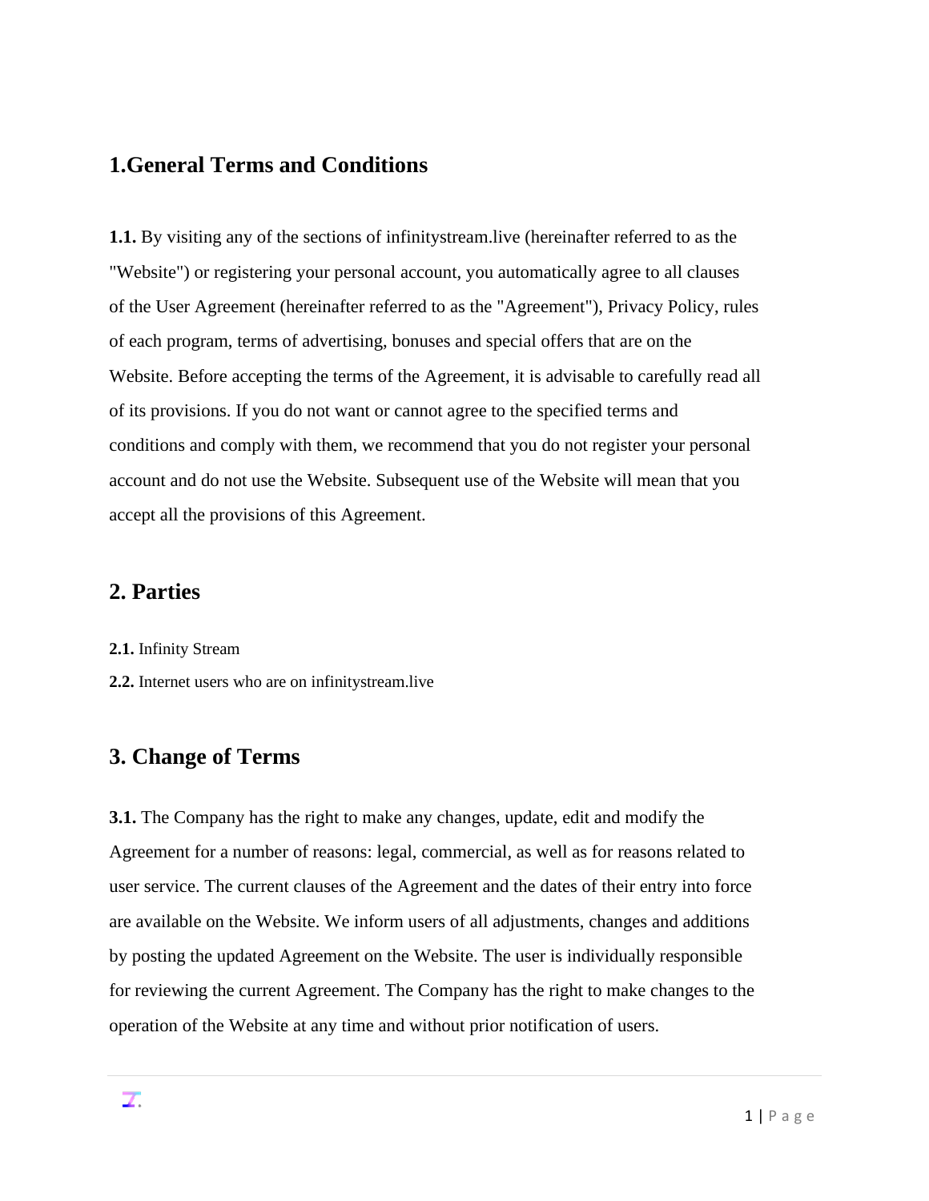## 1.General Terms and Conditions

**1.1.** By visiting any of the sections of infinitystream.live (hereinafter referred to as the "Website") or registering your personal account, you automatically agree to all clauses of the User Agreement (hereinafter referred to as the "Agreement"), Privacy Policy, rules of each program, terms of advertising, bonuses and special offers that are on the Website. Before accepting the terms of the Agreement, it is advisable to carefully read all of its provisions. If you do not want or cannot agree to the specified terms and conditions and comply with them, we recommend that you do not register your personal account and do not use the Website. Subsequent use of the Website will mean that you accept all the provisions of this Agreement.

## 2. Parties

**2.1.** Infinity Stream

**2.2.** Internet users who are on infinitystream.live

## 3. Change of Terms

**3.1.** The Company has the right to make any changes, update, edit and modify the Agreement for a number of reasons: legal, commercial, as well as for reasons related to user service. The current clauses of the Agreement and the dates of their entry into force are available on the Website. We inform users of all adjustments, changes and additions by posting the updated Agreement on the Website. The user is individually responsible for reviewing the current Agreement. The Company has the right to make changes to the operation of the Website at any time and without prior notification of users.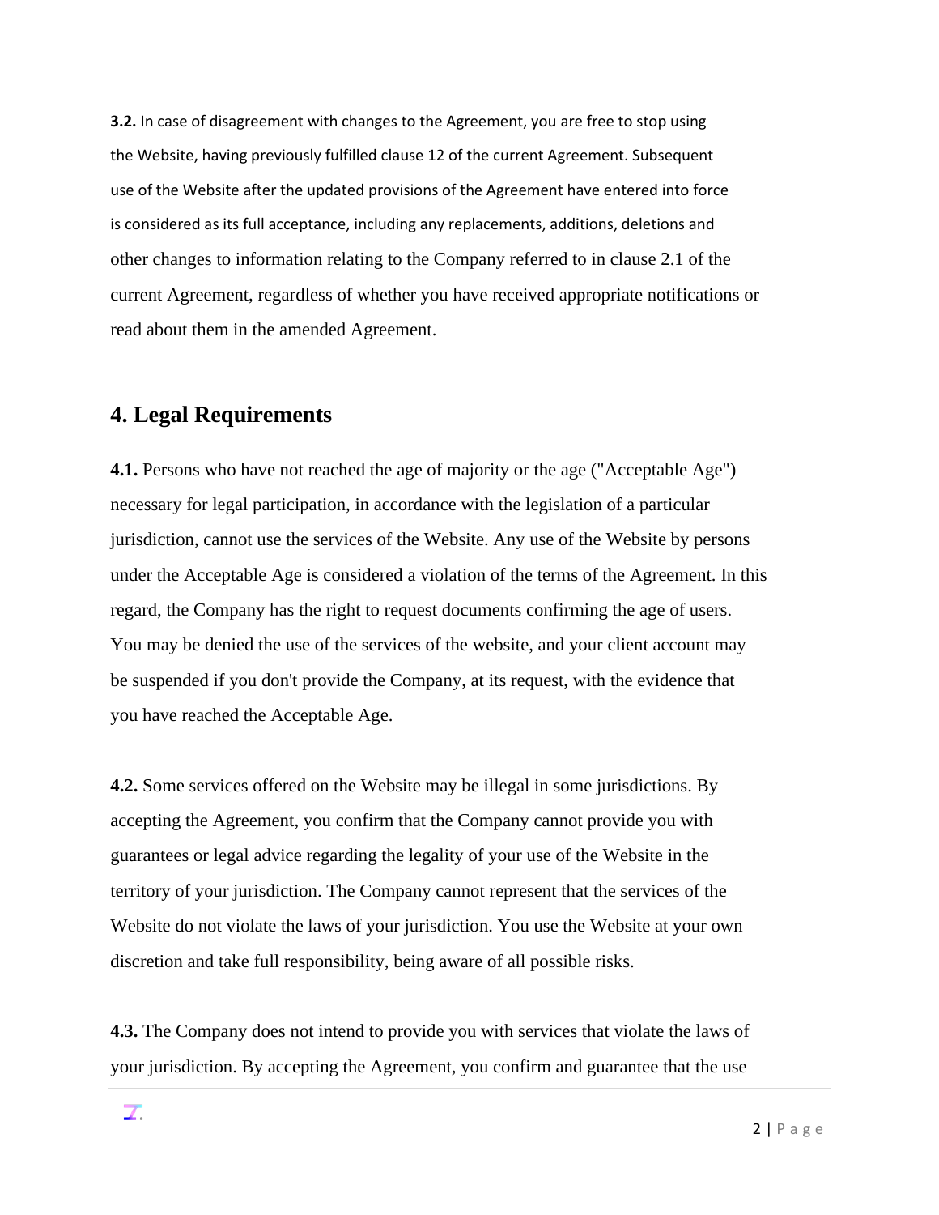**3.2.** In case of disagreement with changes to the Agreement, you are free to stop using the Website, having previously fulfilled clause 12 of the current Agreement. Subsequent use of the Website after the updated provisions of the Agreement have entered into force is considered as its full acceptance, including any replacements, additions, deletions and other changes to information relating to the Company referred to in clause 2.1 of the current Agreement, regardless of whether you have received appropriate notifications or read about them in the amended Agreement.

## 4. Legal Requirements

**4.1.** Persons who have not reached the age of majority or the age ("Acceptable Age") necessary for legal participation, in accordance with the legislation of a particular jurisdiction, cannot use the services of the Website. Any use of the Website by persons under the Acceptable Age is considered a violation of the terms of the Agreement. In this regard, the Company has the right to request documents confirming the age of users. You may be denied the use of the services of the website, and your client account may be suspended if you don't provide the Company, at its request, with the evidence that you have reached the Acceptable Age.

**4.2.** Some services offered on the Website may be illegal in some jurisdictions. By accepting the Agreement, you confirm that the Company cannot provide you with guarantees or legal advice regarding the legality of your use of the Website in the territory of your jurisdiction. The Company cannot represent that the services of the Website do not violate the laws of your jurisdiction. You use the Website at your own discretion and take full responsibility, being aware of all possible risks.

**4.3.** The Company does not intend to provide you with services that violate the laws of your jurisdiction. By accepting the Agreement, you confirm and guarantee that the use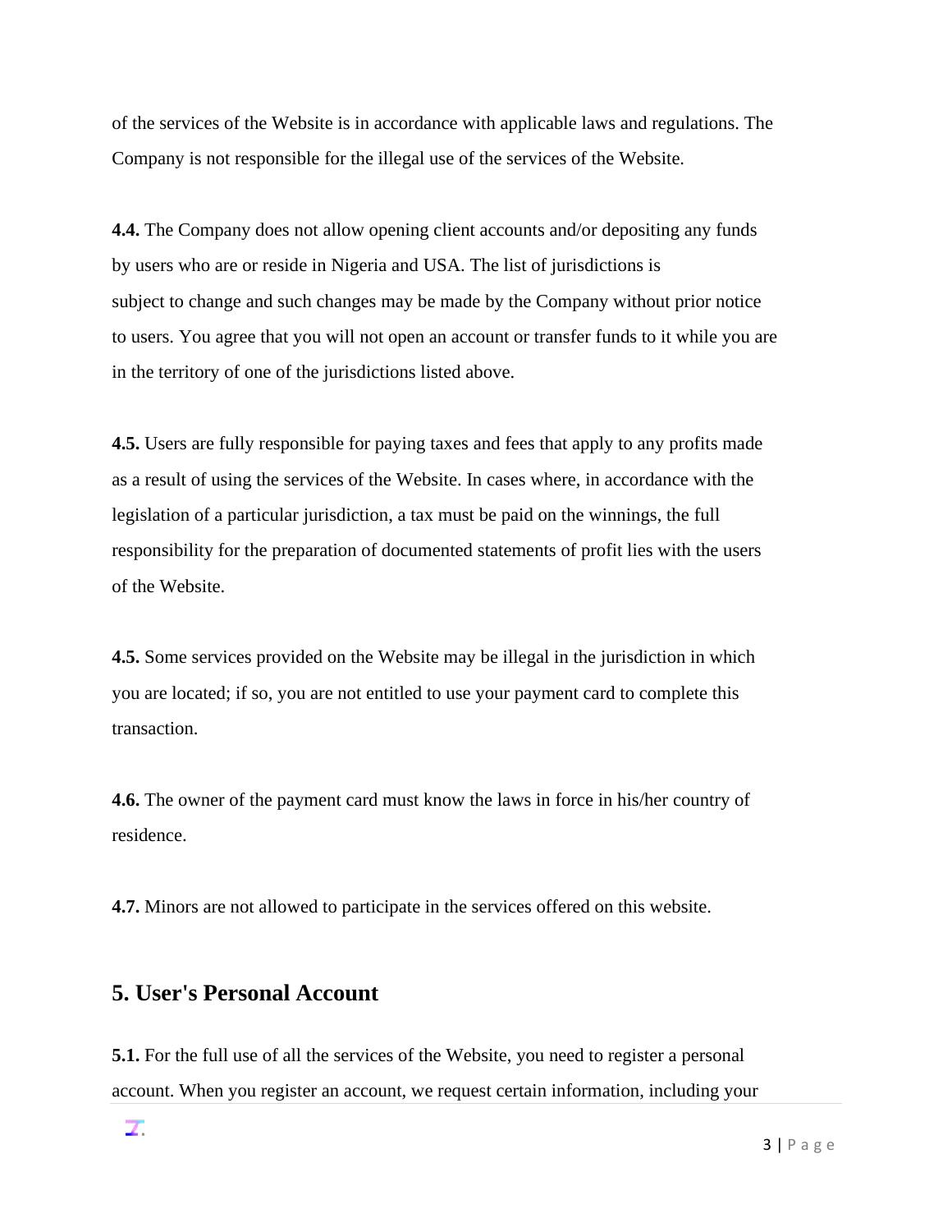of the services of the Website is in accordance with applicable laws and regulations. The Company is not responsible for the illegal use of the services of the Website.

**4.4.** The Company does not allow opening client accounts and/or depositing any funds by users who are or reside in Nigeria and USA. The list of jurisdictions is subject to change and such changes may be made by the Company without prior notice to users. You agree that you will not open an account or transfer funds to it while you are in the territory of one of the jurisdictions listed above.

**4.5.** Users are fully responsible for paying taxes and fees that apply to any profits made as a result of using the services of the Website. In cases where, in accordance with the legislation of a particular jurisdiction, a tax must be paid on the winnings, the full responsibility for the preparation of documented statements of profit lies with the users of the Website.

**4.5.** Some services provided on the Website may be illegal in the jurisdiction in which you are located; if so, you are not entitled to use your payment card to complete this transaction.

**4.6.** The owner of the payment card must know the laws in force in his/her country of residence.

**4.7.** Minors are not allowed to participate in the services offered on this website.

## 5. User's Personal Account

**5.1.** For the full use of all the services of the Website, you need to register a personal account. When you register an account, we request certain information, including your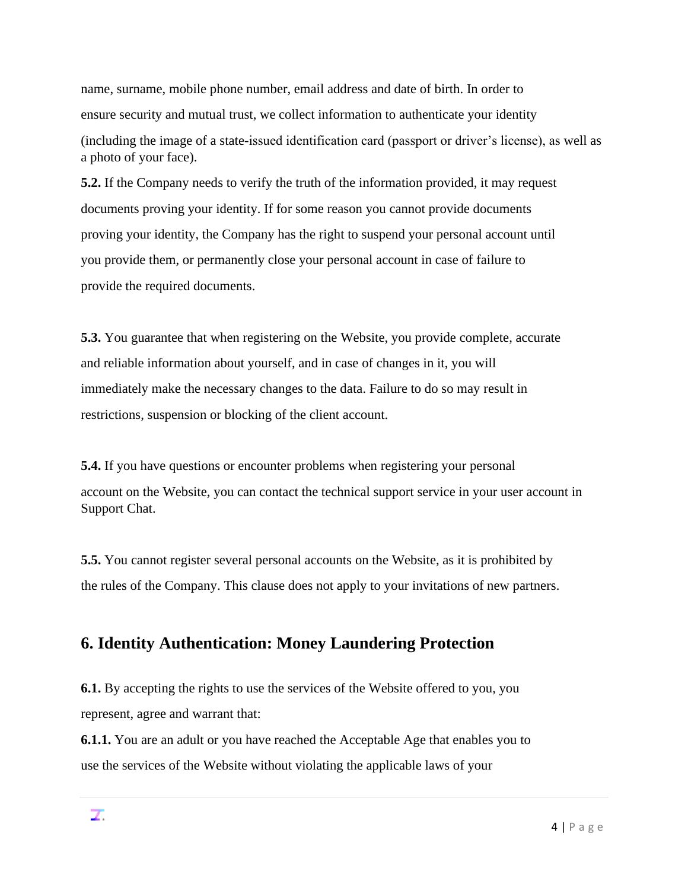name, surname, mobile phone number, email address and date of birth. In order to ensure security and mutual trust, we collect information to authenticate your identity (including the image of a state-issued identification card (passport or driver's license), as well as a photo of your face).

**5.2.** If the Company needs to verify the truth of the information provided, it may request documents proving your identity. If for some reason you cannot provide documents proving your identity, the Company has the right to suspend your personal account until you provide them, or permanently close your personal account in case of failure to provide the required documents.

**5.3.** You guarantee that when registering on the Website, you provide complete, accurate and reliable information about yourself, and in case of changes in it, you will immediately make the necessary changes to the data. Failure to do so may result in restrictions, suspension or blocking of the client account.

**5.4.** If you have questions or encounter problems when registering your personal account on the Website, you can contact the technical support service in your user account in Support Chat.

**5.5.** You cannot register several personal accounts on the Website, as it is prohibited by the rules of the Company. This clause does not apply to your invitations of new partners.

## 6. Identity Authentication: Money Laundering Protection

**6.1.** By accepting the rights to use the services of the Website offered to you, you represent, agree and warrant that:

**6.1.1.** You are an adult or you have reached the Acceptable Age that enables you to use the services of the Website without violating the applicable laws of your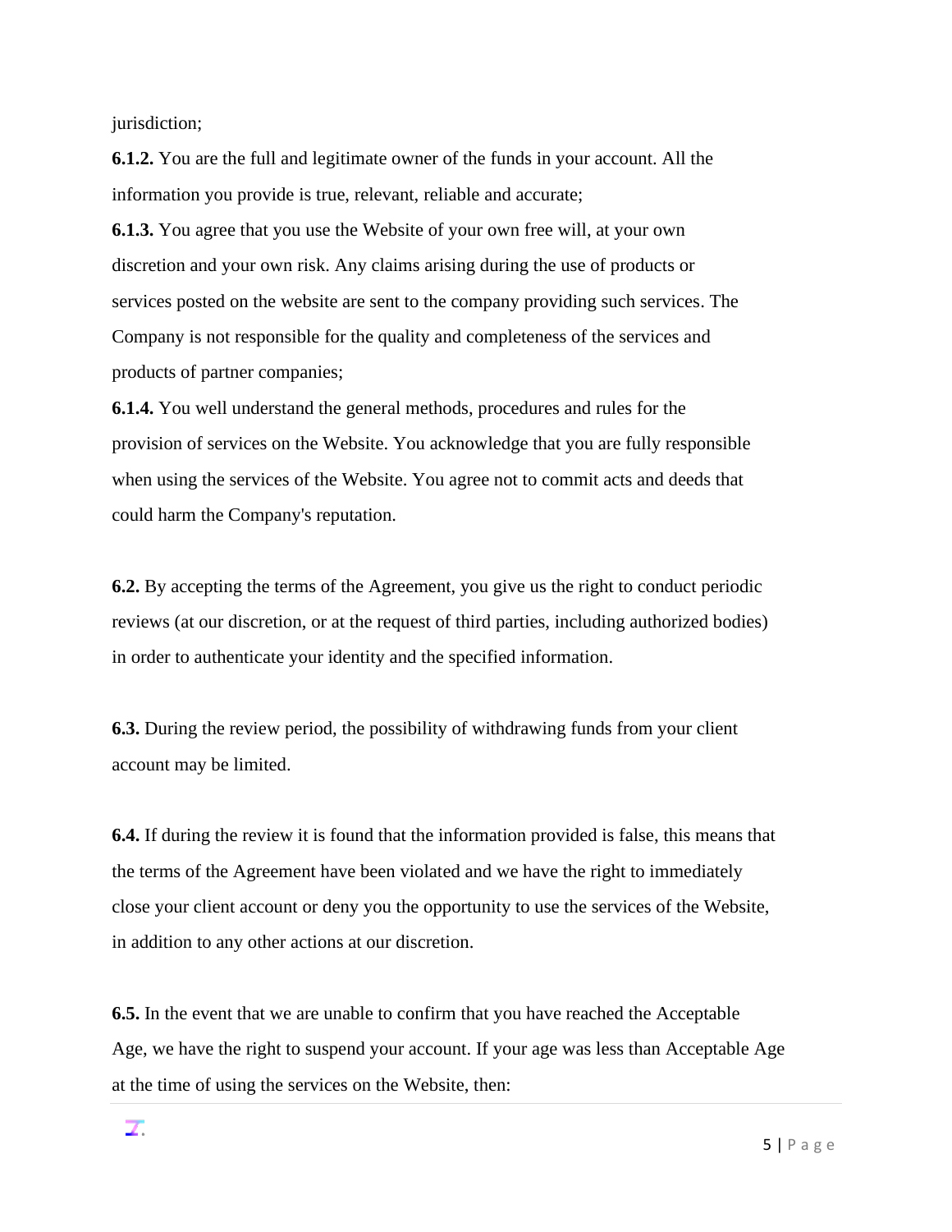jurisdiction;

**6.1.2.** You are the full and legitimate owner of the funds in your account. All the information you provide is true, relevant, reliable and accurate;

**6.1.3.** You agree that you use the Website of your own free will, at your own discretion and your own risk. Any claims arising during the use of products or services posted on the website are sent to the company providing such services. The Company is not responsible for the quality and completeness of the services and products of partner companies;

**6.1.4.** You well understand the general methods, procedures and rules for the provision of services on the Website. You acknowledge that you are fully responsible when using the services of the Website. You agree not to commit acts and deeds that could harm the Company's reputation.

**6.2.** By accepting the terms of the Agreement, you give us the right to conduct periodic reviews (at our discretion, or at the request of third parties, including authorized bodies) in order to authenticate your identity and the specified information.

**6.3.** During the review period, the possibility of withdrawing funds from your client account may be limited.

**6.4.** If during the review it is found that the information provided is false, this means that the terms of the Agreement have been violated and we have the right to immediately close your client account or deny you the opportunity to use the services of the Website, in addition to any other actions at our discretion.

**6.5.** In the event that we are unable to confirm that you have reached the Acceptable Age, we have the right to suspend your account. If your age was less than Acceptable Age at the time of using the services on the Website, then: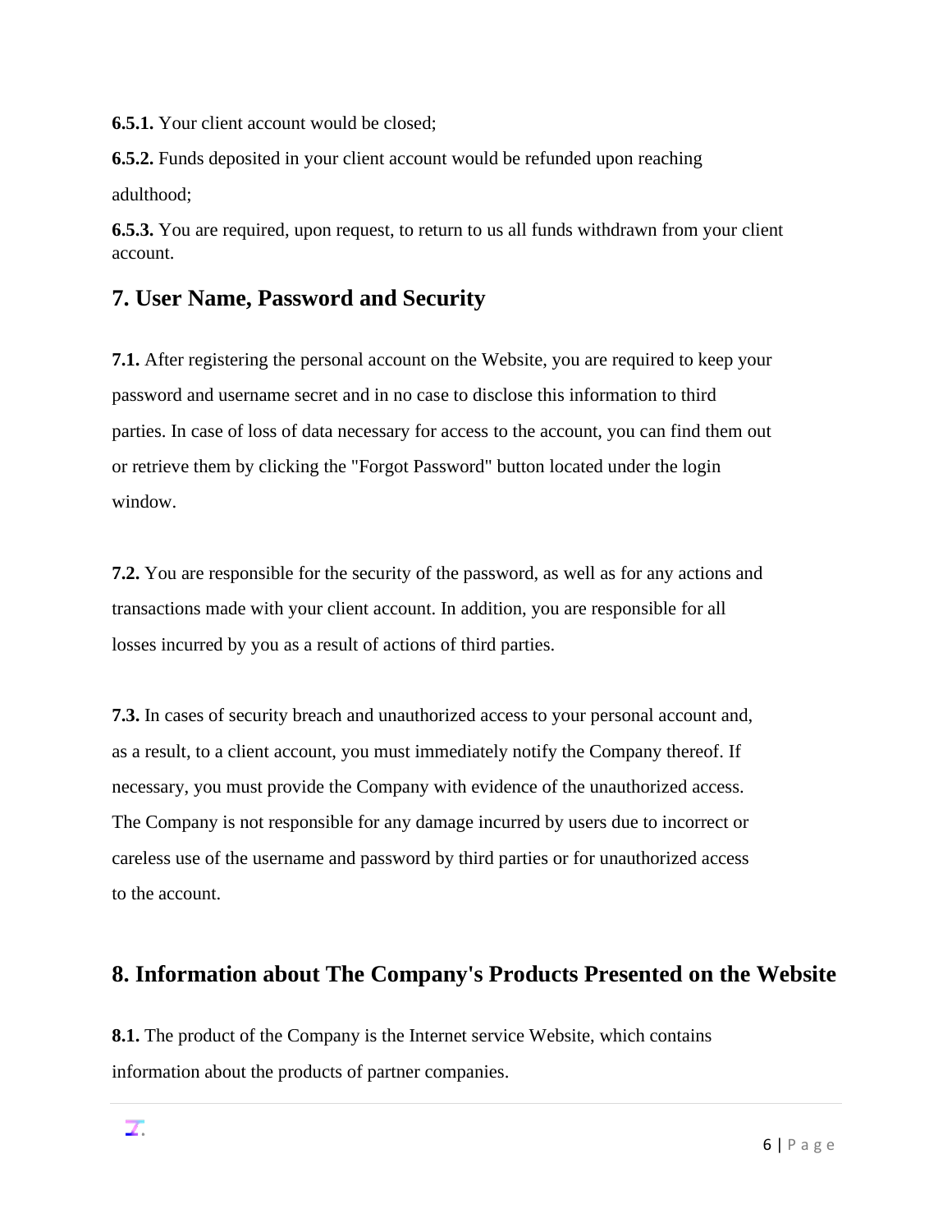**6.5.1.** Your client account would be closed;

**6.5.2.** Funds deposited in your client account would be refunded upon reaching adulthood;

**6.5.3.** You are required, upon request, to return to us all funds withdrawn from your client account.

## 7. User Name, Password and Security

**7.1.** After registering the personal account on the Website, you are required to keep your password and username secret and in no case to disclose this information to third parties. In case of loss of data necessary for access to the account, you can find them out or retrieve them by clicking the "Forgot Password" button located under the login window.

**7.2.** You are responsible for the security of the password, as well as for any actions and transactions made with your client account. In addition, you are responsible for all losses incurred by you as a result of actions of third parties.

**7.3.** In cases of security breach and unauthorized access to your personal account and, as a result, to a client account, you must immediately notify the Company thereof. If necessary, you must provide the Company with evidence of the unauthorized access. The Company is not responsible for any damage incurred by users due to incorrect or careless use of the username and password by third parties or for unauthorized access to the account.

## 8. Information about The Company's Products Presented on the Website

**8.1.** The product of the Company is the Internet service Website, which contains information about the products of partner companies.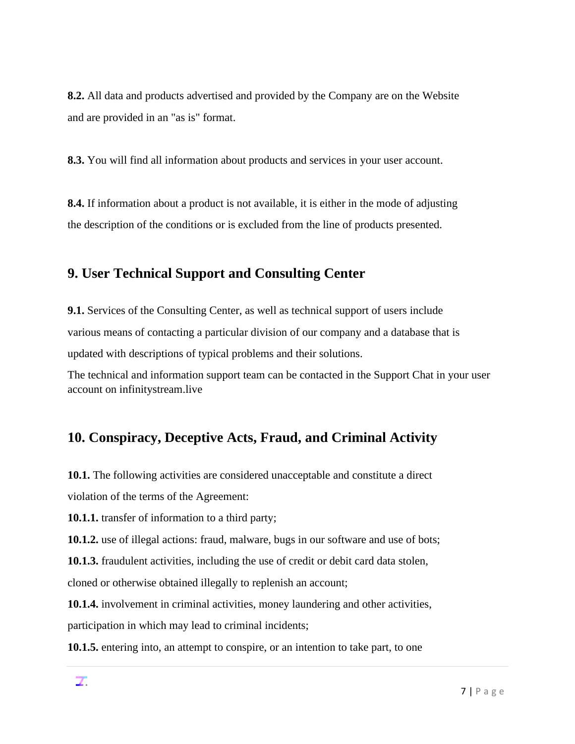**8.2.** All data and products advertised and provided by the Company are on the Website and are provided in an "as is" format.

**8.3.** You will find all information about products and services in your user account.

**8.4.** If information about a product is not available, it is either in the mode of adjusting the description of the conditions or is excluded from the line of products presented.

## 9. User Technical Support and Consulting Center

**9.1.** Services of the Consulting Center, as well as technical support of users include various means of contacting a particular division of our company and a database that is updated with descriptions of typical problems and their solutions.
The technical and information support team can be contacted in the Support Chat in your user account on infinitystream.live

## 10. Conspiracy, Deceptive Acts, Fraud, and Criminal Activity

**10.1.** The following activities are considered unacceptable and constitute a direct violation of the terms of the Agreement:

**10.1.1.** transfer of information to a third party;

**10.1.2.** use of illegal actions: fraud, malware, bugs in our software and use of bots;

**10.1.3.** fraudulent activities, including the use of credit or debit card data stolen, cloned or otherwise obtained illegally to replenish an account;

**10.1.4.** involvement in criminal activities, money laundering and other activities, participation in which may lead to criminal incidents;

**10.1.5.** entering into, an attempt to conspire, or an intention to take part, to one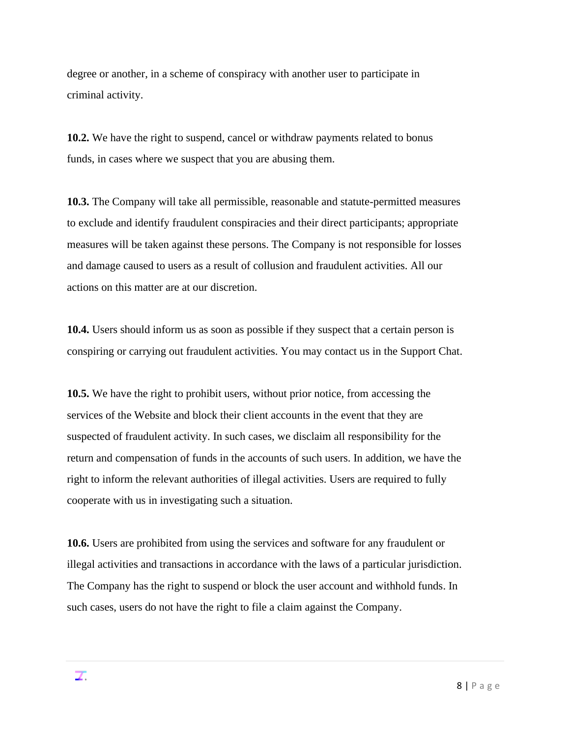degree or another, in a scheme of conspiracy with another user to participate in criminal activity.

**10.2.** We have the right to suspend, cancel or withdraw payments related to bonus funds, in cases where we suspect that you are abusing them.

**10.3.** The Company will take all permissible, reasonable and statute-permitted measures to exclude and identify fraudulent conspiracies and their direct participants; appropriate measures will be taken against these persons. The Company is not responsible for losses and damage caused to users as a result of collusion and fraudulent activities. All our actions on this matter are at our discretion.

**10.4.** Users should inform us as soon as possible if they suspect that a certain person is conspiring or carrying out fraudulent activities. You may contact us in the Support Chat.

**10.5.** We have the right to prohibit users, without prior notice, from accessing the services of the Website and block their client accounts in the event that they are suspected of fraudulent activity. In such cases, we disclaim all responsibility for the return and compensation of funds in the accounts of such users. In addition, we have the right to inform the relevant authorities of illegal activities. Users are required to fully cooperate with us in investigating such a situation.

**10.6.** Users are prohibited from using the services and software for any fraudulent or illegal activities and transactions in accordance with the laws of a particular jurisdiction. The Company has the right to suspend or block the user account and withhold funds. In such cases, users do not have the right to file a claim against the Company.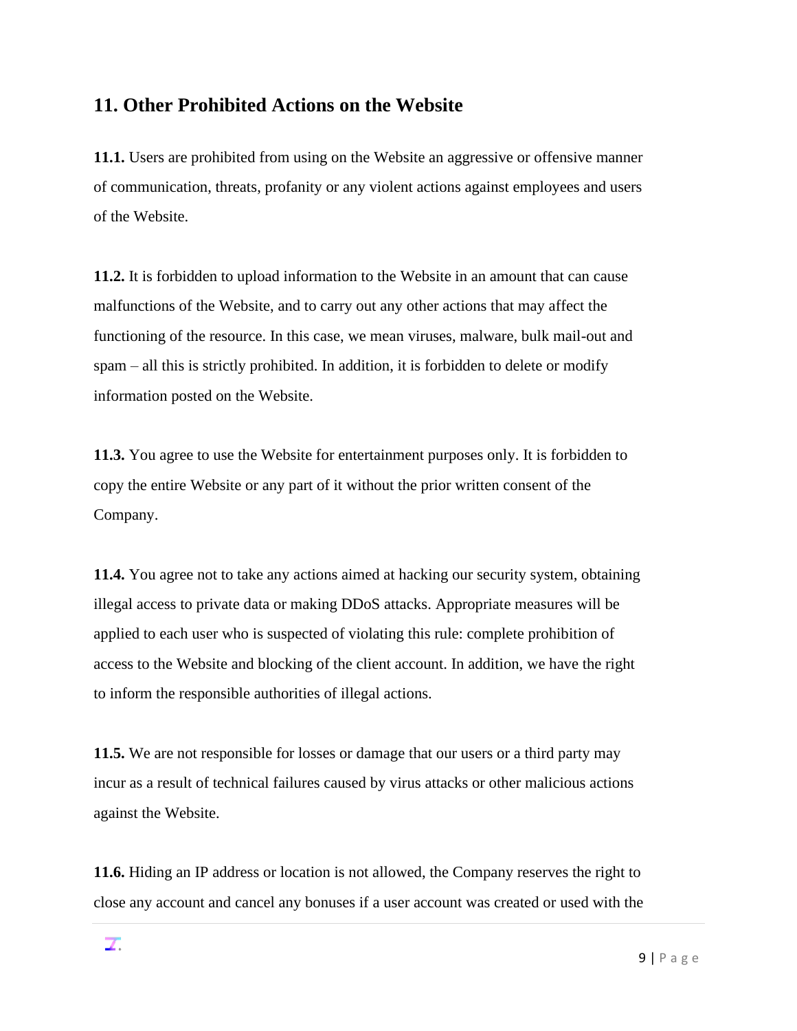## 11. Other Prohibited Actions on the Website

**11.1.** Users are prohibited from using on the Website an aggressive or offensive manner of communication, threats, profanity or any violent actions against employees and users of the Website.

**11.2.** It is forbidden to upload information to the Website in an amount that can cause malfunctions of the Website, and to carry out any other actions that may affect the functioning of the resource. In this case, we mean viruses, malware, bulk mail-out and spam – all this is strictly prohibited. In addition, it is forbidden to delete or modify information posted on the Website.

**11.3.** You agree to use the Website for entertainment purposes only. It is forbidden to copy the entire Website or any part of it without the prior written consent of the Company.

**11.4.** You agree not to take any actions aimed at hacking our security system, obtaining illegal access to private data or making DDoS attacks. Appropriate measures will be applied to each user who is suspected of violating this rule: complete prohibition of access to the Website and blocking of the client account. In addition, we have the right to inform the responsible authorities of illegal actions.

**11.5.** We are not responsible for losses or damage that our users or a third party may incur as a result of technical failures caused by virus attacks or other malicious actions against the Website.

**11.6.** Hiding an IP address or location is not allowed, the Company reserves the right to close any account and cancel any bonuses if a user account was created or used with the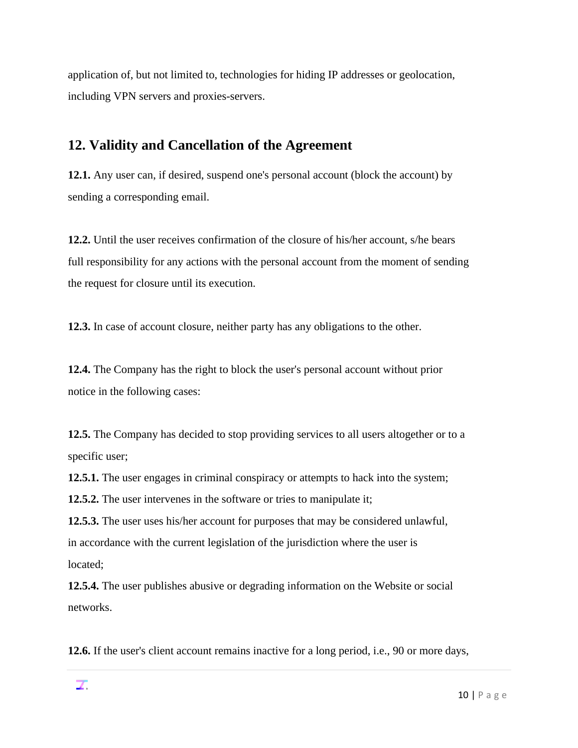application of, but not limited to, technologies for hiding IP addresses or geolocation, including VPN servers and proxies-servers.

## 12. Validity and Cancellation of the Agreement

**12.1.** Any user can, if desired, suspend one's personal account (block the account) by sending a corresponding email.

**12.2.** Until the user receives confirmation of the closure of his/her account, s/he bears full responsibility for any actions with the personal account from the moment of sending the request for closure until its execution.

**12.3.** In case of account closure, neither party has any obligations to the other.

**12.4.** The Company has the right to block the user's personal account without prior notice in the following cases:

**12.5.** The Company has decided to stop providing services to all users altogether or to a specific user;

**12.5.1.** The user engages in criminal conspiracy or attempts to hack into the system;

**12.5.2.** The user intervenes in the software or tries to manipulate it;

**12.5.3.** The user uses his/her account for purposes that may be considered unlawful, in accordance with the current legislation of the jurisdiction where the user is located;

**12.5.4.** The user publishes abusive or degrading information on the Website or social networks.

**12.6.** If the user's client account remains inactive for a long period, i.e., 90 or more days,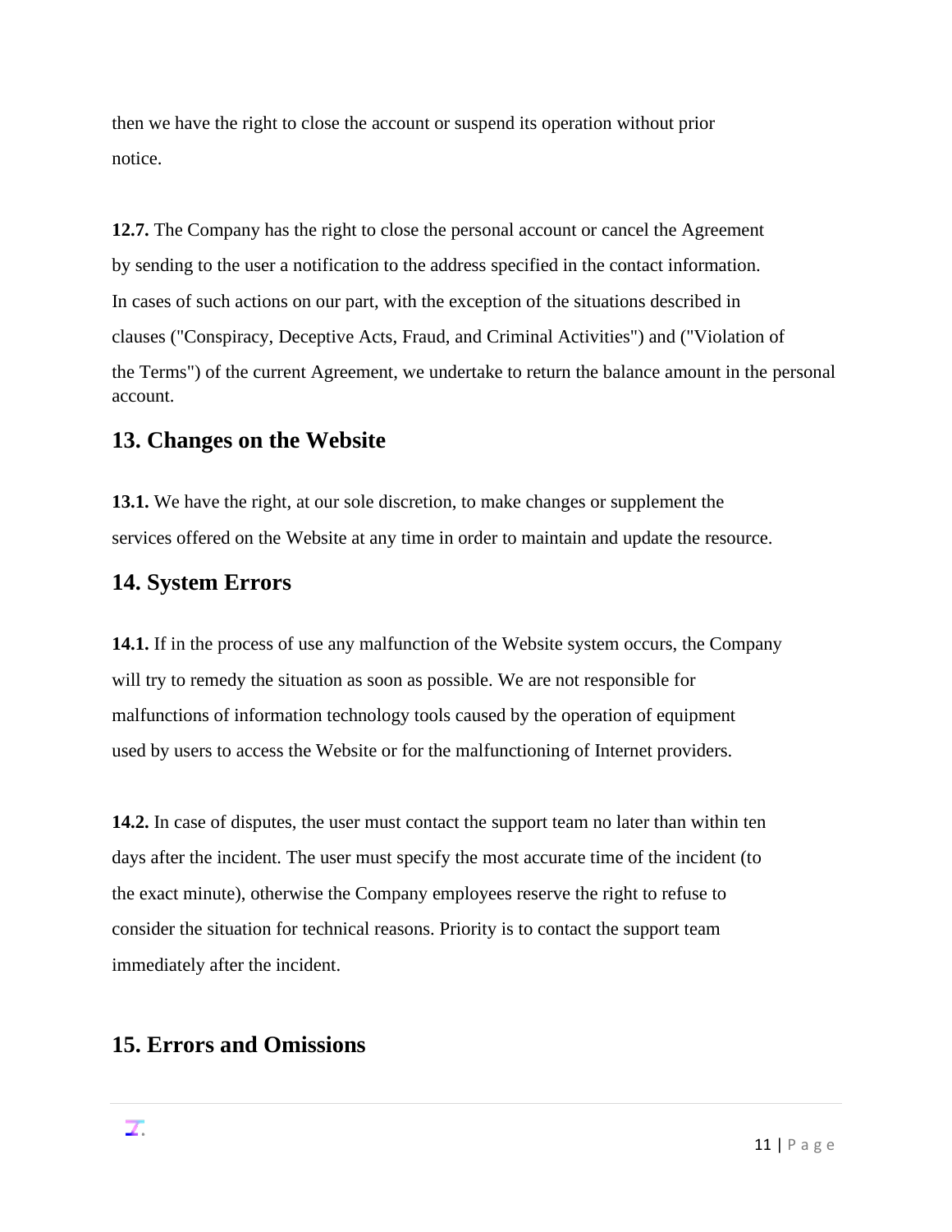then we have the right to close the account or suspend its operation without prior notice.

**12.7.** The Company has the right to close the personal account or cancel the Agreement by sending to the user a notification to the address specified in the contact information. In cases of such actions on our part, with the exception of the situations described in clauses ("Conspiracy, Deceptive Acts, Fraud, and Criminal Activities") and ("Violation of the Terms") of the current Agreement, we undertake to return the balance amount in the personal account.

## 13. Changes on the Website

**13.1.** We have the right, at our sole discretion, to make changes or supplement the services offered on the Website at any time in order to maintain and update the resource.

## 14. System Errors

**14.1.** If in the process of use any malfunction of the Website system occurs, the Company will try to remedy the situation as soon as possible. We are not responsible for malfunctions of information technology tools caused by the operation of equipment used by users to access the Website or for the malfunctioning of Internet providers.

**14.2.** In case of disputes, the user must contact the support team no later than within ten days after the incident. The user must specify the most accurate time of the incident (to the exact minute), otherwise the Company employees reserve the right to refuse to consider the situation for technical reasons. Priority is to contact the support team immediately after the incident.

## 15. Errors and Omissions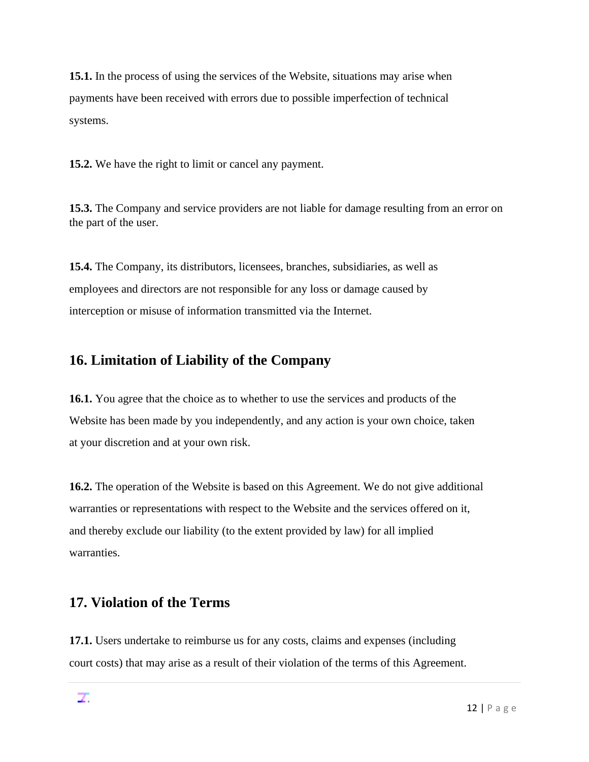**15.1.** In the process of using the services of the Website, situations may arise when payments have been received with errors due to possible imperfection of technical systems.

**15.2.** We have the right to limit or cancel any payment.

**15.3.** The Company and service providers are not liable for damage resulting from an error on the part of the user.

**15.4.** The Company, its distributors, licensees, branches, subsidiaries, as well as employees and directors are not responsible for any loss or damage caused by interception or misuse of information transmitted via the Internet.

## 16. Limitation of Liability of the Company

**16.1.** You agree that the choice as to whether to use the services and products of the Website has been made by you independently, and any action is your own choice, taken at your discretion and at your own risk.

**16.2.** The operation of the Website is based on this Agreement. We do not give additional warranties or representations with respect to the Website and the services offered on it, and thereby exclude our liability (to the extent provided by law) for all implied warranties.

## 17. Violation of the Terms

**17.1.** Users undertake to reimburse us for any costs, claims and expenses (including court costs) that may arise as a result of their violation of the terms of this Agreement.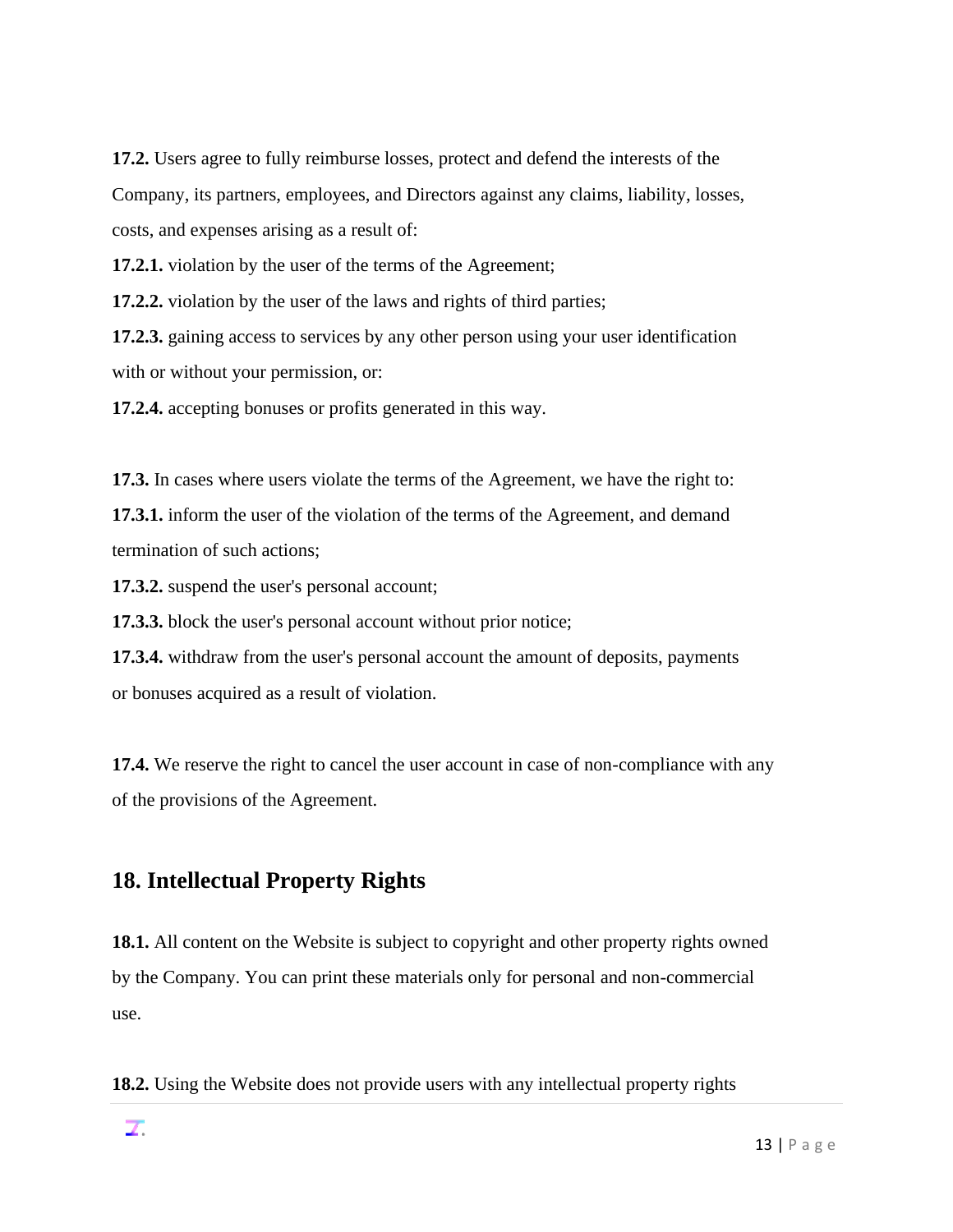**17.2.** Users agree to fully reimburse losses, protect and defend the interests of the Company, its partners, employees, and Directors against any claims, liability, losses, costs, and expenses arising as a result of:

**17.2.1.** violation by the user of the terms of the Agreement;

**17.2.2.** violation by the user of the laws and rights of third parties;

**17.2.3.** gaining access to services by any other person using your user identification with or without your permission, or:

**17.2.4.** accepting bonuses or profits generated in this way.

**17.3.** In cases where users violate the terms of the Agreement, we have the right to:

**17.3.1.** inform the user of the violation of the terms of the Agreement, and demand termination of such actions;

**17.3.2.** suspend the user's personal account;

**17.3.3.** block the user's personal account without prior notice;

**17.3.4.** withdraw from the user's personal account the amount of deposits, payments or bonuses acquired as a result of violation.

**17.4.** We reserve the right to cancel the user account in case of non-compliance with any of the provisions of the Agreement.

## 18. Intellectual Property Rights

**18.1.** All content on the Website is subject to copyright and other property rights owned by the Company. You can print these materials only for personal and non-commercial use.

**18.2.** Using the Website does not provide users with any intellectual property rights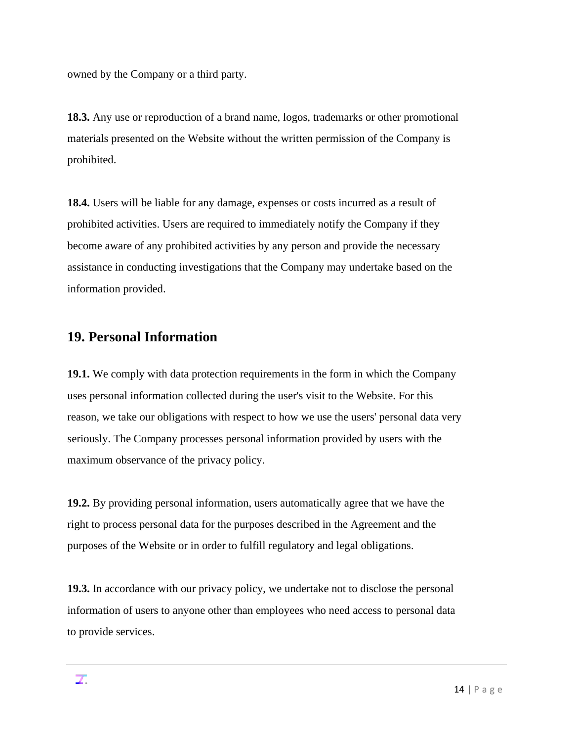owned by the Company or a third party.

**18.3.** Any use or reproduction of a brand name, logos, trademarks or other promotional materials presented on the Website without the written permission of the Company is prohibited.

**18.4.** Users will be liable for any damage, expenses or costs incurred as a result of prohibited activities. Users are required to immediately notify the Company if they become aware of any prohibited activities by any person and provide the necessary assistance in conducting investigations that the Company may undertake based on the information provided.

## 19. Personal Information

**19.1.** We comply with data protection requirements in the form in which the Company uses personal information collected during the user's visit to the Website. For this reason, we take our obligations with respect to how we use the users' personal data very seriously. The Company processes personal information provided by users with the maximum observance of the privacy policy.

**19.2.** By providing personal information, users automatically agree that we have the right to process personal data for the purposes described in the Agreement and the purposes of the Website or in order to fulfill regulatory and legal obligations.

**19.3.** In accordance with our privacy policy, we undertake not to disclose the personal information of users to anyone other than employees who need access to personal data to provide services.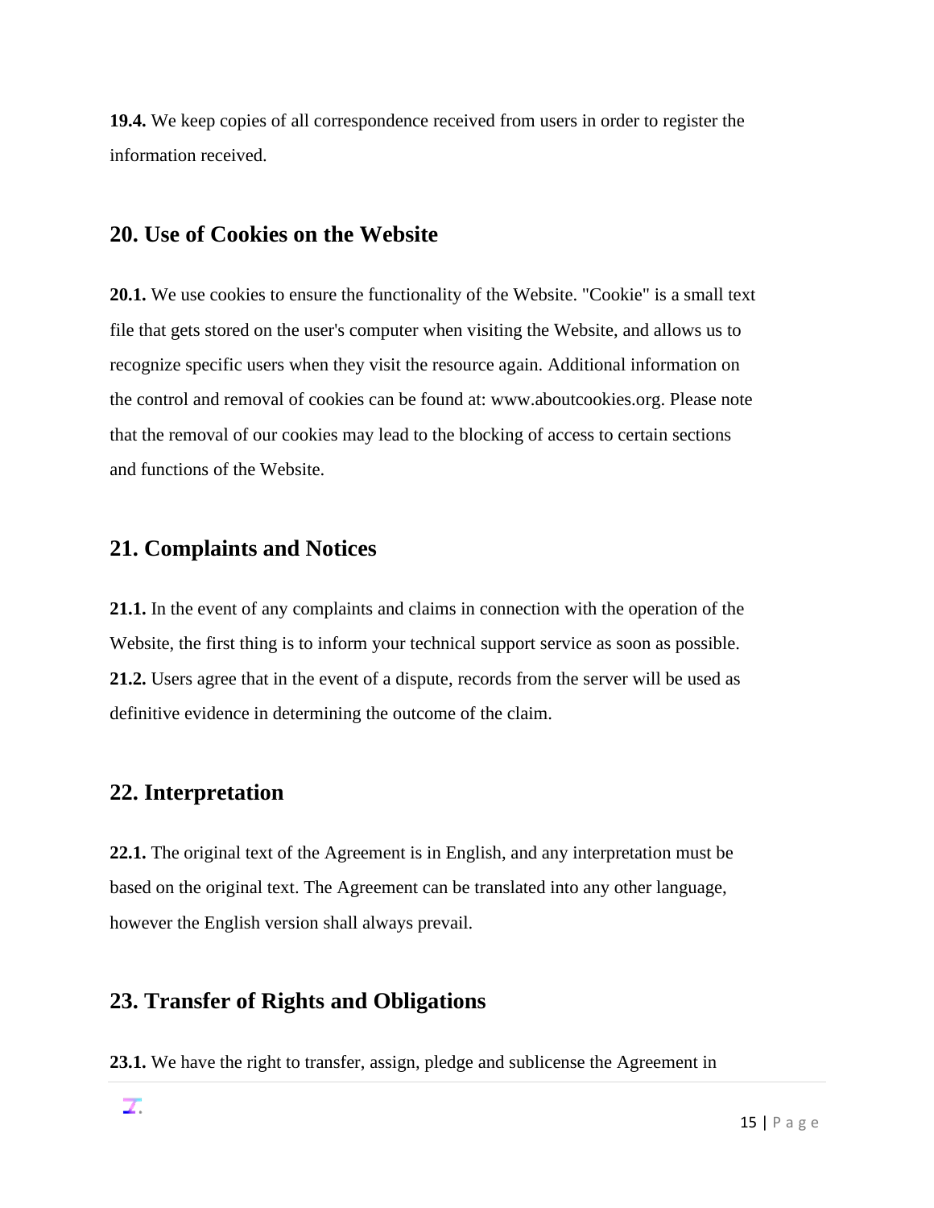**19.4.** We keep copies of all correspondence received from users in order to register the information received.

## 20. Use of Cookies on the Website

**20.1.** We use cookies to ensure the functionality of the Website. "Cookie" is a small text file that gets stored on the user's computer when visiting the Website, and allows us to recognize specific users when they visit the resource again. Additional information on the control and removal of cookies can be found at: www.aboutcookies.org. Please note that the removal of our cookies may lead to the blocking of access to certain sections and functions of the Website.

## 21. Complaints and Notices

**21.1.** In the event of any complaints and claims in connection with the operation of the Website, the first thing is to inform your technical support service as soon as possible.
**21.2.** Users agree that in the event of a dispute, records from the server will be used as definitive evidence in determining the outcome of the claim.

## 22. Interpretation

**22.1.** The original text of the Agreement is in English, and any interpretation must be based on the original text. The Agreement can be translated into any other language, however the English version shall always prevail.

## 23. Transfer of Rights and Obligations

**23.1.** We have the right to transfer, assign, pledge and sublicense the Agreement in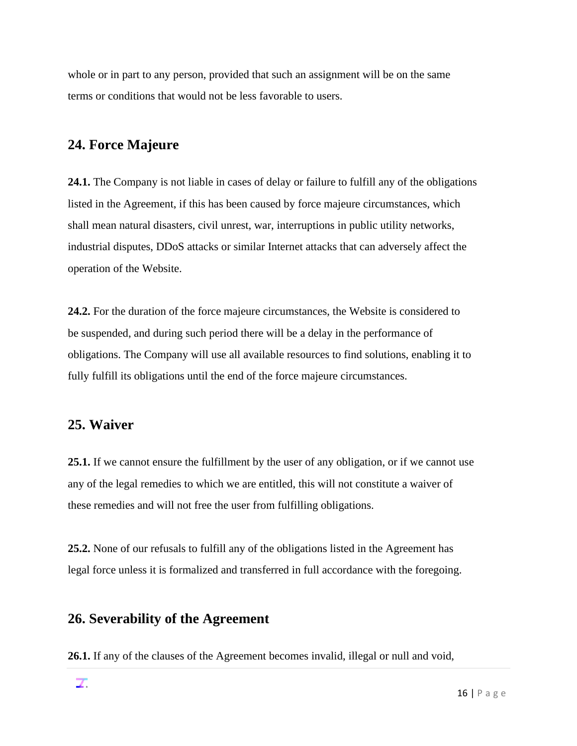whole or in part to any person, provided that such an assignment will be on the same terms or conditions that would not be less favorable to users.

## 24. Force Majeure

**24.1.** The Company is not liable in cases of delay or failure to fulfill any of the obligations listed in the Agreement, if this has been caused by force majeure circumstances, which shall mean natural disasters, civil unrest, war, interruptions in public utility networks, industrial disputes, DDoS attacks or similar Internet attacks that can adversely affect the operation of the Website.

**24.2.** For the duration of the force majeure circumstances, the Website is considered to be suspended, and during such period there will be a delay in the performance of obligations. The Company will use all available resources to find solutions, enabling it to fully fulfill its obligations until the end of the force majeure circumstances.

## 25. Waiver

**25.1.** If we cannot ensure the fulfillment by the user of any obligation, or if we cannot use any of the legal remedies to which we are entitled, this will not constitute a waiver of these remedies and will not free the user from fulfilling obligations.

**25.2.** None of our refusals to fulfill any of the obligations listed in the Agreement has legal force unless it is formalized and transferred in full accordance with the foregoing.

## 26. Severability of the Agreement

**26.1.** If any of the clauses of the Agreement becomes invalid, illegal or null and void,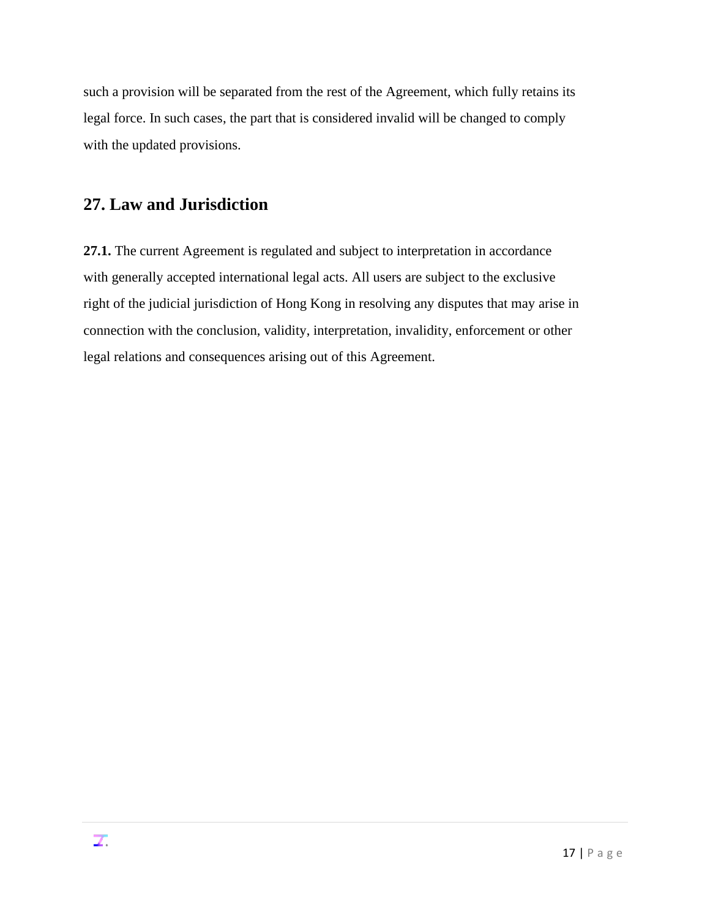such a provision will be separated from the rest of the Agreement, which fully retains its legal force. In such cases, the part that is considered invalid will be changed to comply with the updated provisions.

## 27. Law and Jurisdiction

**27.1.** The current Agreement is regulated and subject to interpretation in accordance with generally accepted international legal acts. All users are subject to the exclusive right of the judicial jurisdiction of Hong Kong in resolving any disputes that may arise in connection with the conclusion, validity, interpretation, invalidity, enforcement or other legal relations and consequences arising out of this Agreement.